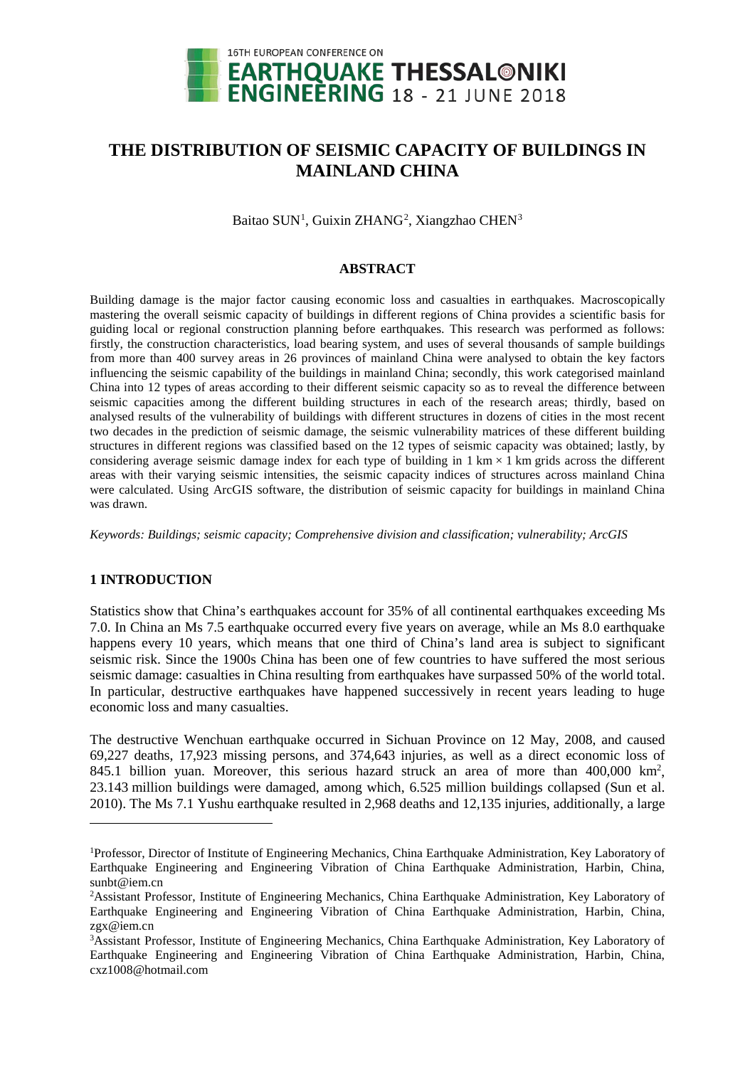# THE DISTRIBUTION OF SEISMIC CAPACITY OF BUILDINGS IN MAINLAND CHINA

Baitao SUN[1], Guixin ZHANG[2], Xiangzhao CHEN[3]

## ABSTRACT

Building damage is the major factor causing economic loss and casualties in earthquakes. Macroscopically mastering the overall seismic capacity of buildings in different regions of China provides a scientific basis for guiding local or regional construction planning before earthquakes. This research was performed as follows: firstly, the construction characteristics, load bearing system, and uses of several thousands of sample buildings from more than 400 survey areas in 26 provinces of mainland China were analysed to obtain the key factors influencing the seismic capability of the buildings in mainland China; secondly, this work categorised mainland China into 12 types of areas according to their different seismic capacity so as to reveal the difference between seismic capacities among the different building structures in each of the research areas; thirdly, based on analysed results of the vulnerability of buildings with different structures in dozens of cities in the most recent two decades in the prediction of seismic damage, the seismic vulnerability matrices of these different building structures in different regions was classified based on the 12 types of seismic capacity was obtained; lastly, by considering average seismic damage index for each type of building in 1 km × 1 km grids across the different areas with their varying seismic intensities, the seismic capacity indices of structures across mainland China were calculated. Using ArcGIS software, the distribution of seismic capacity for buildings in mainland China was drawn.

*Keywords: Buildings; seismic capacity; Comprehensive division and classification; vulnerability; ArcGIS*

## 1 INTRODUCTION

Statistics show that China's earthquakes account for 35% of all continental earthquakes exceeding Ms 7.0. In China an Ms 7.5 earthquake occurred every five years on average, while an Ms 8.0 earthquake happens every 10 years, which means that one third of China's land area is subject to significant seismic risk. Since the 1900s China has been one of few countries to have suffered the most serious seismic damage: casualties in China resulting from earthquakes have surpassed 50% of the world total. In particular, destructive earthquakes have happened successively in recent years leading to huge economic loss and many casualties.

The destructive Wenchuan earthquake occurred in Sichuan Province on 12 May, 2008, and caused 69,227 deaths, 17,923 missing persons, and 374,643 injuries, as well as a direct economic loss of 845.1 billion yuan. Moreover, this serious hazard struck an area of more than 400,000 km$^2$, 23.143 million buildings were damaged, among which, 6.525 million buildings collapsed (Sun et al. 2010). The Ms 7.1 Yushu earthquake resulted in 2,968 deaths and 12,135 injuries, additionally, a large

---

[1]Professor, Director of Institute of Engineering Mechanics, China Earthquake Administration, Key Laboratory of Earthquake Engineering and Engineering Vibration of China Earthquake Administration, Harbin, China, sunbt@iem.cn

[2]Assistant Professor, Institute of Engineering Mechanics, China Earthquake Administration, Key Laboratory of Earthquake Engineering and Engineering Vibration of China Earthquake Administration, Harbin, China, zgx@iem.cn

[3]Assistant Professor, Institute of Engineering Mechanics, China Earthquake Administration, Key Laboratory of Earthquake Engineering and Engineering Vibration of China Earthquake Administration, Harbin, China, cxz1008@hotmail.com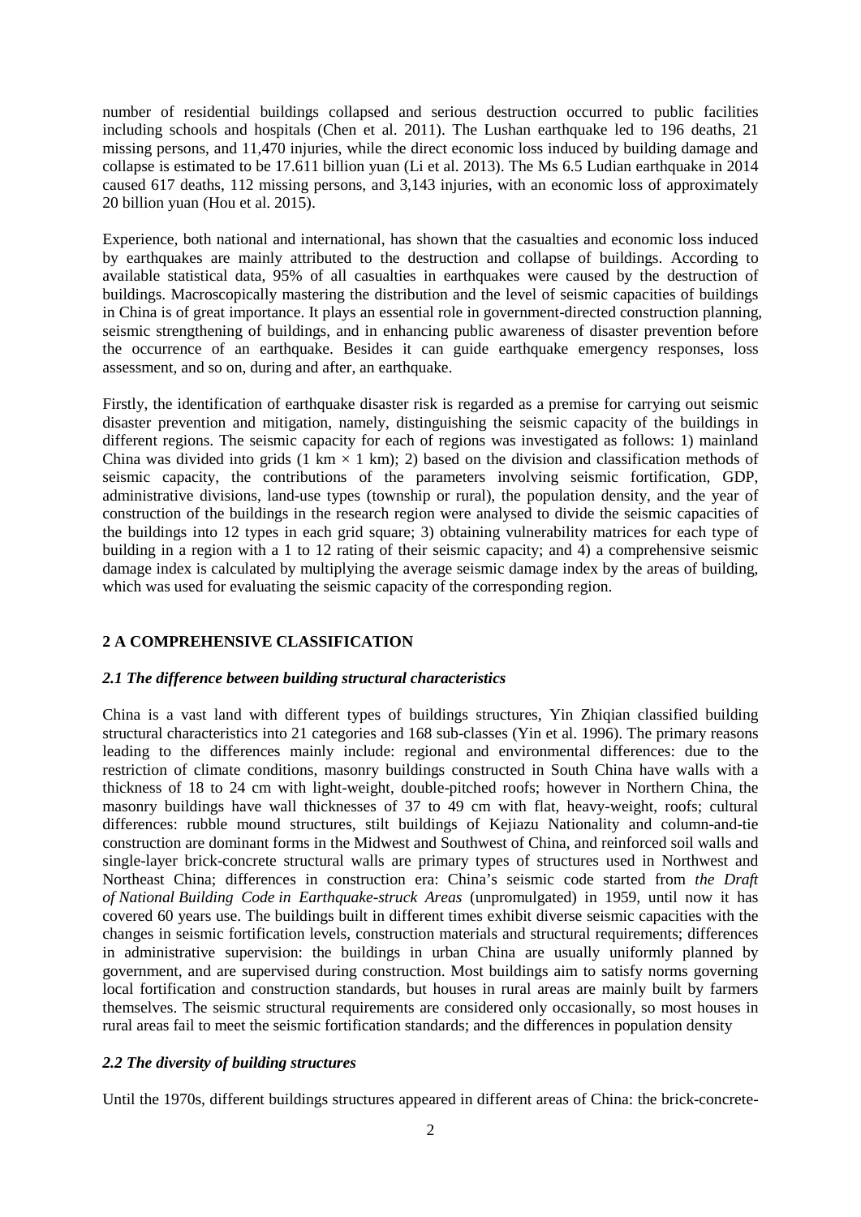number of residential buildings collapsed and serious destruction occurred to public facilities including schools and hospitals (Chen et al. 2011). The Lushan earthquake led to 196 deaths, 21 missing persons, and 11,470 injuries, while the direct economic loss induced by building damage and collapse is estimated to be 17.611 billion yuan (Li et al. 2013). The Ms 6.5 Ludian earthquake in 2014 caused 617 deaths, 112 missing persons, and 3,143 injuries, with an economic loss of approximately 20 billion yuan (Hou et al. 2015).

Experience, both national and international, has shown that the casualties and economic loss induced by earthquakes are mainly attributed to the destruction and collapse of buildings. According to available statistical data, 95% of all casualties in earthquakes were caused by the destruction of buildings. Macroscopically mastering the distribution and the level of seismic capacities of buildings in China is of great importance. It plays an essential role in government-directed construction planning, seismic strengthening of buildings, and in enhancing public awareness of disaster prevention before the occurrence of an earthquake. Besides it can guide earthquake emergency responses, loss assessment, and so on, during and after, an earthquake.

Firstly, the identification of earthquake disaster risk is regarded as a premise for carrying out seismic disaster prevention and mitigation, namely, distinguishing the seismic capacity of the buildings in different regions. The seismic capacity for each of regions was investigated as follows: 1) mainland China was divided into grids (1 km × 1 km); 2) based on the division and classification methods of seismic capacity, the contributions of the parameters involving seismic fortification, GDP, administrative divisions, land-use types (township or rural), the population density, and the year of construction of the buildings in the research region were analysed to divide the seismic capacities of the buildings into 12 types in each grid square; 3) obtaining vulnerability matrices for each type of building in a region with a 1 to 12 rating of their seismic capacity; and 4) a comprehensive seismic damage index is calculated by multiplying the average seismic damage index by the areas of building, which was used for evaluating the seismic capacity of the corresponding region.

## 2 A COMPREHENSIVE CLASSIFICATION

### *2.1 The difference between building structural characteristics*

China is a vast land with different types of buildings structures, Yin Zhiqian classified building structural characteristics into 21 categories and 168 sub-classes (Yin et al. 1996). The primary reasons leading to the differences mainly include: regional and environmental differences: due to the restriction of climate conditions, masonry buildings constructed in South China have walls with a thickness of 18 to 24 cm with light-weight, double-pitched roofs; however in Northern China, the masonry buildings have wall thicknesses of 37 to 49 cm with flat, heavy-weight, roofs; cultural differences: rubble mound structures, stilt buildings of Kejiazu Nationality and column-and-tie construction are dominant forms in the Midwest and Southwest of China, and reinforced soil walls and single-layer brick-concrete structural walls are primary types of structures used in Northwest and Northeast China; differences in construction era: China's seismic code started from *the Draft of National Building Code in Earthquake-struck Areas* (unpromulgated) in 1959, until now it has covered 60 years use. The buildings built in different times exhibit diverse seismic capacities with the changes in seismic fortification levels, construction materials and structural requirements; differences in administrative supervision: the buildings in urban China are usually uniformly planned by government, and are supervised during construction. Most buildings aim to satisfy norms governing local fortification and construction standards, but houses in rural areas are mainly built by farmers themselves. The seismic structural requirements are considered only occasionally, so most houses in rural areas fail to meet the seismic fortification standards; and the differences in population density

### *2.2 The diversity of building structures*

Until the 1970s, different buildings structures appeared in different areas of China: the brick-concrete-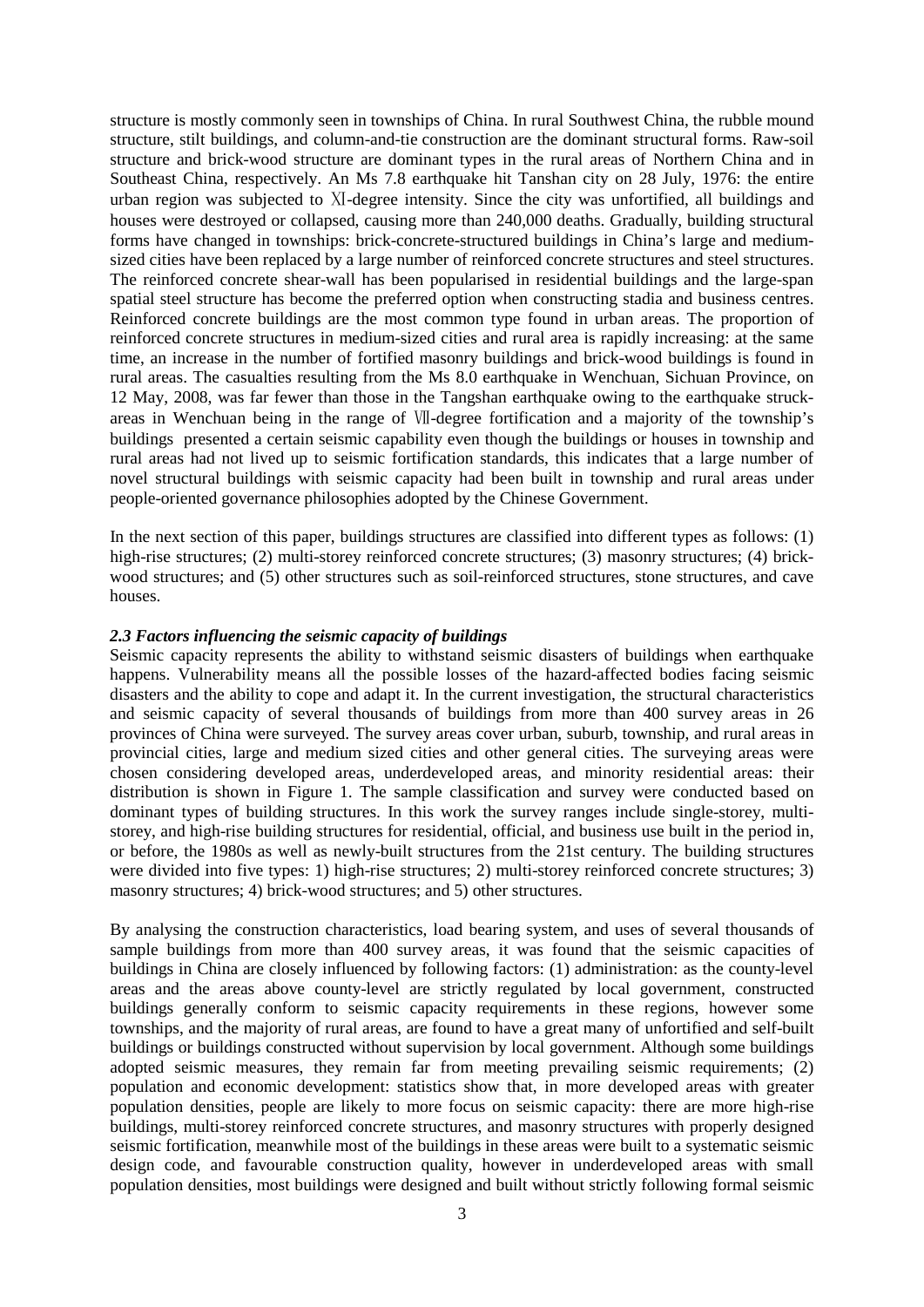structure is mostly commonly seen in townships of China. In rural Southwest China, the rubble mound structure, stilt buildings, and column-and-tie construction are the dominant structural forms. Raw-soil structure and brick-wood structure are dominant types in the rural areas of Northern China and in Southeast China, respectively. An Ms 7.8 earthquake hit Tanshan city on 28 July, 1976: the entire urban region was subjected to Ⅺ-degree intensity. Since the city was unfortified, all buildings and houses were destroyed or collapsed, causing more than 240,000 deaths. Gradually, building structural forms have changed in townships: brick-concrete-structured buildings in China's large and medium-sized cities have been replaced by a large number of reinforced concrete structures and steel structures. The reinforced concrete shear-wall has been popularised in residential buildings and the large-span spatial steel structure has become the preferred option when constructing stadia and business centres. Reinforced concrete buildings are the most common type found in urban areas. The proportion of reinforced concrete structures in medium-sized cities and rural area is rapidly increasing: at the same time, an increase in the number of fortified masonry buildings and brick-wood buildings is found in rural areas. The casualties resulting from the Ms 8.0 earthquake in Wenchuan, Sichuan Province, on 12 May, 2008, was far fewer than those in the Tangshan earthquake owing to the earthquake struck-areas in Wenchuan being in the range of Ⅶ-degree fortification and a majority of the township's buildings presented a certain seismic capability even though the buildings or houses in township and rural areas had not lived up to seismic fortification standards, this indicates that a large number of novel structural buildings with seismic capacity had been built in township and rural areas under people-oriented governance philosophies adopted by the Chinese Government.

In the next section of this paper, buildings structures are classified into different types as follows: (1) high-rise structures; (2) multi-storey reinforced concrete structures; (3) masonry structures; (4) brick-wood structures; and (5) other structures such as soil-reinforced structures, stone structures, and cave houses.

### *2.3 Factors influencing the seismic capacity of buildings*

Seismic capacity represents the ability to withstand seismic disasters of buildings when earthquake happens. Vulnerability means all the possible losses of the hazard-affected bodies facing seismic disasters and the ability to cope and adapt it. In the current investigation, the structural characteristics and seismic capacity of several thousands of buildings from more than 400 survey areas in 26 provinces of China were surveyed. The survey areas cover urban, suburb, township, and rural areas in provincial cities, large and medium sized cities and other general cities. The surveying areas were chosen considering developed areas, underdeveloped areas, and minority residential areas: their distribution is shown in Figure 1. The sample classification and survey were conducted based on dominant types of building structures. In this work the survey ranges include single-storey, multi-storey, and high-rise building structures for residential, official, and business use built in the period in, or before, the 1980s as well as newly-built structures from the 21st century. The building structures were divided into five types: 1) high-rise structures; 2) multi-storey reinforced concrete structures; 3) masonry structures; 4) brick-wood structures; and 5) other structures.

By analysing the construction characteristics, load bearing system, and uses of several thousands of sample buildings from more than 400 survey areas, it was found that the seismic capacities of buildings in China are closely influenced by following factors: (1) administration: as the county-level areas and the areas above county-level are strictly regulated by local government, constructed buildings generally conform to seismic capacity requirements in these regions, however some townships, and the majority of rural areas, are found to have a great many of unfortified and self-built buildings or buildings constructed without supervision by local government. Although some buildings adopted seismic measures, they remain far from meeting prevailing seismic requirements; (2) population and economic development: statistics show that, in more developed areas with greater population densities, people are likely to more focus on seismic capacity: there are more high-rise buildings, multi-storey reinforced concrete structures, and masonry structures with properly designed seismic fortification, meanwhile most of the buildings in these areas were built to a systematic seismic design code, and favourable construction quality, however in underdeveloped areas with small population densities, most buildings were designed and built without strictly following formal seismic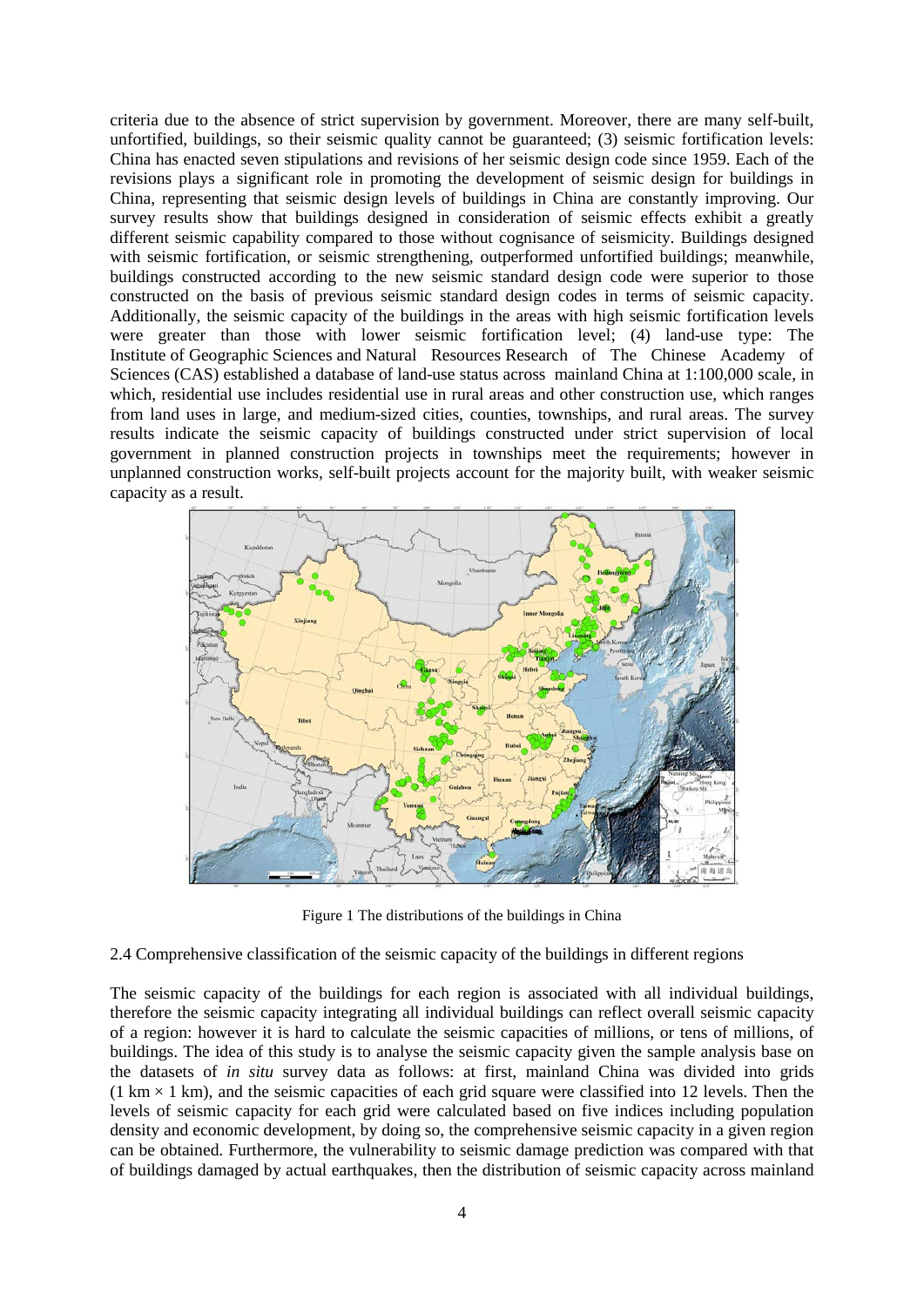criteria due to the absence of strict supervision by government. Moreover, there are many self-built, unfortified, buildings, so their seismic quality cannot be guaranteed; (3) seismic fortification levels: China has enacted seven stipulations and revisions of her seismic design code since 1959. Each of the revisions plays a significant role in promoting the development of seismic design for buildings in China, representing that seismic design levels of buildings in China are constantly improving. Our survey results show that buildings designed in consideration of seismic effects exhibit a greatly different seismic capability compared to those without cognisance of seismicity. Buildings designed with seismic fortification, or seismic strengthening, outperformed unfortified buildings; meanwhile, buildings constructed according to the new seismic standard design code were superior to those constructed on the basis of previous seismic standard design codes in terms of seismic capacity. Additionally, the seismic capacity of the buildings in the areas with high seismic fortification levels were greater than those with lower seismic fortification level; (4) land-use type: The Institute of Geographic Sciences and Natural Resources Research of The Chinese Academy of Sciences (CAS) established a database of land-use status across mainland China at 1:100,000 scale, in which, residential use includes residential use in rural areas and other construction use, which ranges from land uses in large, and medium-sized cities, counties, townships, and rural areas. The survey results indicate the seismic capacity of buildings constructed under strict supervision of local government in planned construction projects in townships meet the requirements; however in unplanned construction works, self-built projects account for the majority built, with weaker seismic capacity as a result.

Figure 1 The distributions of the buildings in China

2.4 Comprehensive classification of the seismic capacity of the buildings in different regions

The seismic capacity of the buildings for each region is associated with all individual buildings, therefore the seismic capacity integrating all individual buildings can reflect overall seismic capacity of a region: however it is hard to calculate the seismic capacities of millions, or tens of millions, of buildings. The idea of this study is to analyse the seismic capacity given the sample analysis base on the datasets of *in situ* survey data as follows: at first, mainland China was divided into grids (1 km × 1 km), and the seismic capacities of each grid square were classified into 12 levels. Then the levels of seismic capacity for each grid were calculated based on five indices including population density and economic development, by doing so, the comprehensive seismic capacity in a given region can be obtained. Furthermore, the vulnerability to seismic damage prediction was compared with that of buildings damaged by actual earthquakes, then the distribution of seismic capacity across mainland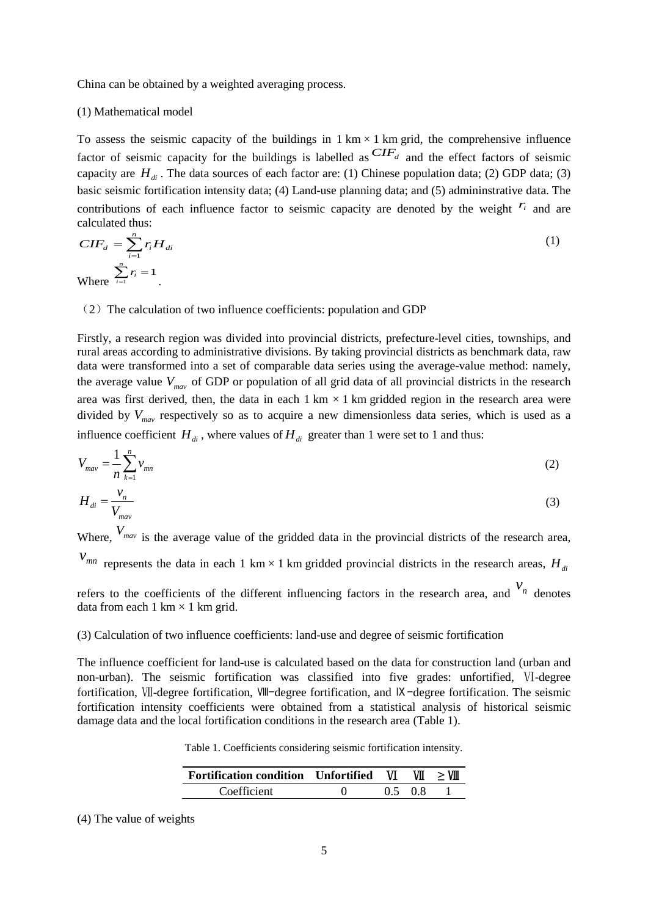China can be obtained by a weighted averaging process.

(1) Mathematical model

To assess the seismic capacity of the buildings in 1 km × 1 km grid, the comprehensive influence factor of seismic capacity for the buildings is labelled as $CIF_d$ and the effect factors of seismic capacity are $H_{di}$. The data sources of each factor are: (1) Chinese population data; (2) GDP data; (3) basic seismic fortification intensity data; (4) Land-use planning data; and (5) admininstrative data. The contributions of each influence factor to seismic capacity are denoted by the weight $r_i$ and are calculated thus:

$$CIF_d = \sum_{i=1}^{n} r_i H_{di} \tag{1}$$

Where $\sum_{i=1}^{n} r_i = 1$.

（2）The calculation of two influence coefficients: population and GDP

Firstly, a research region was divided into provincial districts, prefecture-level cities, townships, and rural areas according to administrative divisions. By taking provincial districts as benchmark data, raw data were transformed into a set of comparable data series using the average-value method: namely, the average value $V_{mav}$ of GDP or population of all grid data of all provincial districts in the research area was first derived, then, the data in each 1 km × 1 km gridded region in the research area were divided by $V_{mav}$ respectively so as to acquire a new dimensionless data series, which is used as a influence coefficient $H_{di}$, where values of $H_{di}$ greater than 1 were set to 1 and thus:

$$V_{mav} = \frac{1}{n} \sum_{k=1}^{n} v_{mn} \tag{2}$$

$$H_{di} = \frac{v_n}{V_{mav}} \tag{3}$$

Where, $V_{mav}$ is the average value of the gridded data in the provincial districts of the research area, $v_{mn}$ represents the data in each 1 km × 1 km gridded provincial districts in the research areas, $H_{di}$ refers to the coefficients of the different influencing factors in the research area, and $v_n$ denotes data from each 1 km × 1 km grid.

(3) Calculation of two influence coefficients: land-use and degree of seismic fortification

The influence coefficient for land-use is calculated based on the data for construction land (urban and non-urban). The seismic fortification was classified into five grades: unfortified, Ⅵ-degree fortification, Ⅶ-degree fortification, Ⅷ−degree fortification, and Ⅸ−degree fortification. The seismic fortification intensity coefficients were obtained from a statistical analysis of historical seismic damage data and the local fortification conditions in the research area (Table 1).

Table 1. Coefficients considering seismic fortification intensity.

| **Fortification condition** | **Unfortified** | **Ⅵ** | **Ⅶ** | **≥ Ⅷ** |
|---|---|---|---|---|
| Coefficient | 0 | 0.5 | 0.8 | 1 |

(4) The value of weights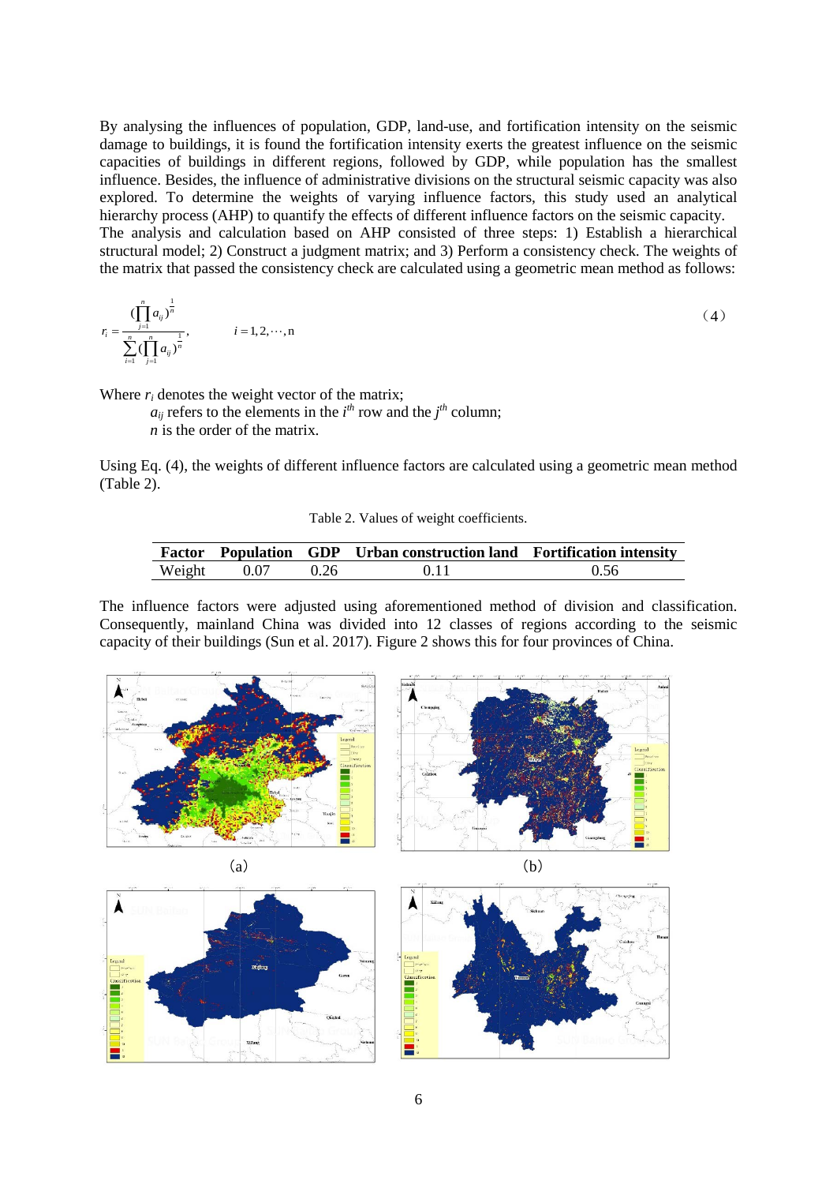By analysing the influences of population, GDP, land-use, and fortification intensity on the seismic damage to buildings, it is found the fortification intensity exerts the greatest influence on the seismic capacities of buildings in different regions, followed by GDP, while population has the smallest influence. Besides, the influence of administrative divisions on the structural seismic capacity was also explored. To determine the weights of varying influence factors, this study used an analytical hierarchy process (AHP) to quantify the effects of different influence factors on the seismic capacity.

The analysis and calculation based on AHP consisted of three steps: 1) Establish a hierarchical structural model; 2) Construct a judgment matrix; and 3) Perform a consistency check. The weights of the matrix that passed the consistency check are calculated using a geometric mean method as follows:

$$r_i = \frac{(\prod_{j=1}^{n} a_{ij})^{\frac{1}{n}}}{\sum_{i=1}^{n}(\prod_{j=1}^{n} a_{ij})^{\frac{1}{n}}}, \qquad i = 1, 2, \cdots, n \tag{4}$$

Where $r_i$ denotes the weight vector of the matrix;

$a_{ij}$ refers to the elements in the $i^{th}$ row and the $j^{th}$ column;

$n$ is the order of the matrix.

Using Eq. (4), the weights of different influence factors are calculated using a geometric mean method (Table 2).

Table 2. Values of weight coefficients.

| Factor | Population | GDP | Urban construction land | Fortification intensity |
|---|---|---|---|---|
| Weight | 0.07 | 0.26 | 0.11 | 0.56 |

The influence factors were adjusted using aforementioned method of division and classification. Consequently, mainland China was divided into 12 classes of regions according to the seismic capacity of their buildings (Sun et al. 2017). Figure 2 shows this for four provinces of China.

(a) (b)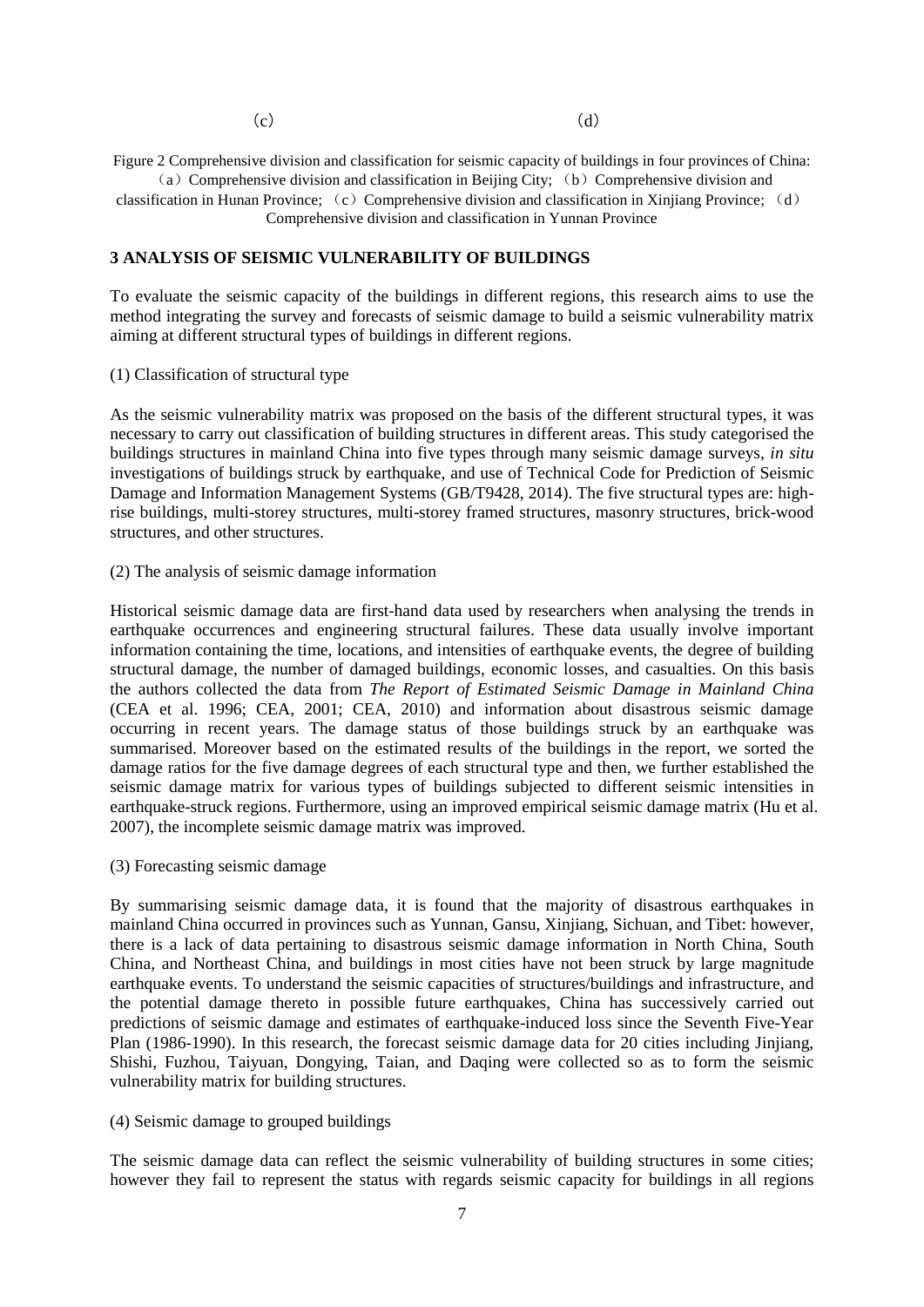(c) (d)

Figure 2 Comprehensive division and classification for seismic capacity of buildings in four provinces of China: （a）Comprehensive division and classification in Beijing City; （b）Comprehensive division and classification in Hunan Province; （c）Comprehensive division and classification in Xinjiang Province; （d）Comprehensive division and classification in Yunnan Province

## 3 ANALYSIS OF SEISMIC VULNERABILITY OF BUILDINGS

To evaluate the seismic capacity of the buildings in different regions, this research aims to use the method integrating the survey and forecasts of seismic damage to build a seismic vulnerability matrix aiming at different structural types of buildings in different regions.

(1) Classification of structural type

As the seismic vulnerability matrix was proposed on the basis of the different structural types, it was necessary to carry out classification of building structures in different areas. This study categorised the buildings structures in mainland China into five types through many seismic damage surveys, *in situ* investigations of buildings struck by earthquake, and use of Technical Code for Prediction of Seismic Damage and Information Management Systems (GB/T9428, 2014). The five structural types are: high-rise buildings, multi-storey structures, multi-storey framed structures, masonry structures, brick-wood structures, and other structures.

(2) The analysis of seismic damage information

Historical seismic damage data are first-hand data used by researchers when analysing the trends in earthquake occurrences and engineering structural failures. These data usually involve important information containing the time, locations, and intensities of earthquake events, the degree of building structural damage, the number of damaged buildings, economic losses, and casualties. On this basis the authors collected the data from *The Report of Estimated Seismic Damage in Mainland China* (CEA et al. 1996; CEA, 2001; CEA, 2010) and information about disastrous seismic damage occurring in recent years. The damage status of those buildings struck by an earthquake was summarised. Moreover based on the estimated results of the buildings in the report, we sorted the damage ratios for the five damage degrees of each structural type and then, we further established the seismic damage matrix for various types of buildings subjected to different seismic intensities in earthquake-struck regions. Furthermore, using an improved empirical seismic damage matrix (Hu et al. 2007), the incomplete seismic damage matrix was improved.

(3) Forecasting seismic damage

By summarising seismic damage data, it is found that the majority of disastrous earthquakes in mainland China occurred in provinces such as Yunnan, Gansu, Xinjiang, Sichuan, and Tibet: however, there is a lack of data pertaining to disastrous seismic damage information in North China, South China, and Northeast China, and buildings in most cities have not been struck by large magnitude earthquake events. To understand the seismic capacities of structures/buildings and infrastructure, and the potential damage thereto in possible future earthquakes, China has successively carried out predictions of seismic damage and estimates of earthquake-induced loss since the Seventh Five-Year Plan (1986-1990). In this research, the forecast seismic damage data for 20 cities including Jinjiang, Shishi, Fuzhou, Taiyuan, Dongying, Taian, and Daqing were collected so as to form the seismic vulnerability matrix for building structures.

(4) Seismic damage to grouped buildings

The seismic damage data can reflect the seismic vulnerability of building structures in some cities; however they fail to represent the status with regards seismic capacity for buildings in all regions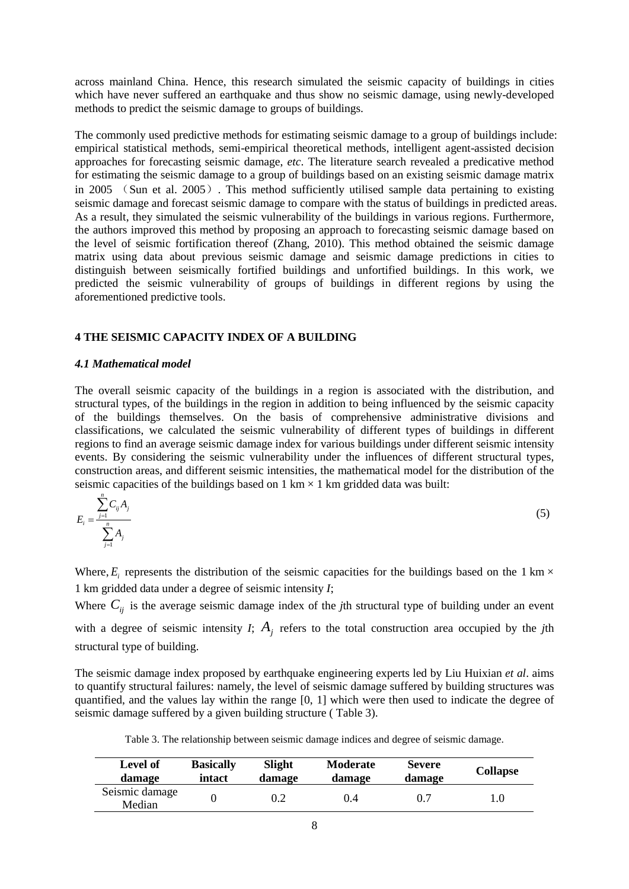across mainland China. Hence, this research simulated the seismic capacity of buildings in cities which have never suffered an earthquake and thus show no seismic damage, using newly-developed methods to predict the seismic damage to groups of buildings.

The commonly used predictive methods for estimating seismic damage to a group of buildings include: empirical statistical methods, semi-empirical theoretical methods, intelligent agent-assisted decision approaches for forecasting seismic damage, *etc*. The literature search revealed a predicative method for estimating the seismic damage to a group of buildings based on an existing seismic damage matrix in 2005 （Sun et al. 2005）. This method sufficiently utilised sample data pertaining to existing seismic damage and forecast seismic damage to compare with the status of buildings in predicted areas. As a result, they simulated the seismic vulnerability of the buildings in various regions. Furthermore, the authors improved this method by proposing an approach to forecasting seismic damage based on the level of seismic fortification thereof (Zhang, 2010). This method obtained the seismic damage matrix using data about previous seismic damage and seismic damage predictions in cities to distinguish between seismically fortified buildings and unfortified buildings. In this work, we predicted the seismic vulnerability of groups of buildings in different regions by using the aforementioned predictive tools.

## 4 THE SEISMIC CAPACITY INDEX OF A BUILDING

### *4.1 Mathematical model*

The overall seismic capacity of the buildings in a region is associated with the distribution, and structural types, of the buildings in the region in addition to being influenced by the seismic capacity of the buildings themselves. On the basis of comprehensive administrative divisions and classifications, we calculated the seismic vulnerability of different types of buildings in different regions to find an average seismic damage index for various buildings under different seismic intensity events. By considering the seismic vulnerability under the influences of different structural types, construction areas, and different seismic intensities, the mathematical model for the distribution of the seismic capacities of the buildings based on 1 km × 1 km gridded data was built:

$$E_i = \frac{\sum_{j=1}^{n} C_{ij} A_j}{\sum_{j=1}^{n} A_j} \tag{5}$$

Where, $E_i$ represents the distribution of the seismic capacities for the buildings based on the 1 km × 1 km gridded data under a degree of seismic intensity *I*;

Where $C_{ij}$ is the average seismic damage index of the *j*th structural type of building under an event with a degree of seismic intensity *I*; $A_j$ refers to the total construction area occupied by the *j*th structural type of building.

The seismic damage index proposed by earthquake engineering experts led by Liu Huixian *et al*. aims to quantify structural failures: namely, the level of seismic damage suffered by building structures was quantified, and the values lay within the range [0, 1] which were then used to indicate the degree of seismic damage suffered by a given building structure ( Table 3).

Table 3. The relationship between seismic damage indices and degree of seismic damage.

| Level of damage | Basically intact | Slight damage | Moderate damage | Severe damage | Collapse |
|---|---|---|---|---|---|
| Seismic damage Median | 0 | 0.2 | 0.4 | 0.7 | 1.0 |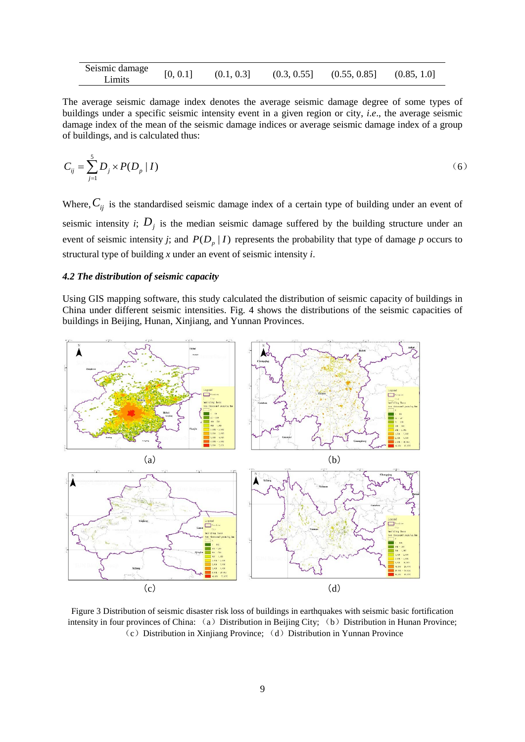| Seismic damage Limits | [0, 0.1] | (0.1, 0.3] | (0.3, 0.55] | (0.55, 0.85] | (0.85, 1.0] |
|---|---|---|---|---|---|

The average seismic damage index denotes the average seismic damage degree of some types of buildings under a specific seismic intensity event in a given region or city, *i.e*., the average seismic damage index of the mean of the seismic damage indices or average seismic damage index of a group of buildings, and is calculated thus:

$$C_{ij} = \sum_{j=1}^{5} D_j \times P(D_p \mid I) \qquad (6)$$

Where, $C_{ij}$ is the standardised seismic damage index of a certain type of building under an event of seismic intensity *i*; $D_j$ is the median seismic damage suffered by the building structure under an event of seismic intensity *j*; and $P(D_p \mid I)$ represents the probability that type of damage *p* occurs to structural type of building *x* under an event of seismic intensity *i*.

### *4.2 The distribution of seismic capacity*

Using GIS mapping software, this study calculated the distribution of seismic capacity of buildings in China under different seismic intensities. Fig. 4 shows the distributions of the seismic capacities of buildings in Beijing, Hunan, Xinjiang, and Yunnan Provinces.

(a) (b)

(c) (d)

Figure 3 Distribution of seismic disaster risk loss of buildings in earthquakes with seismic basic fortification intensity in four provinces of China: （a）Distribution in Beijing City; （b）Distribution in Hunan Province; （c）Distribution in Xinjiang Province; （d）Distribution in Yunnan Province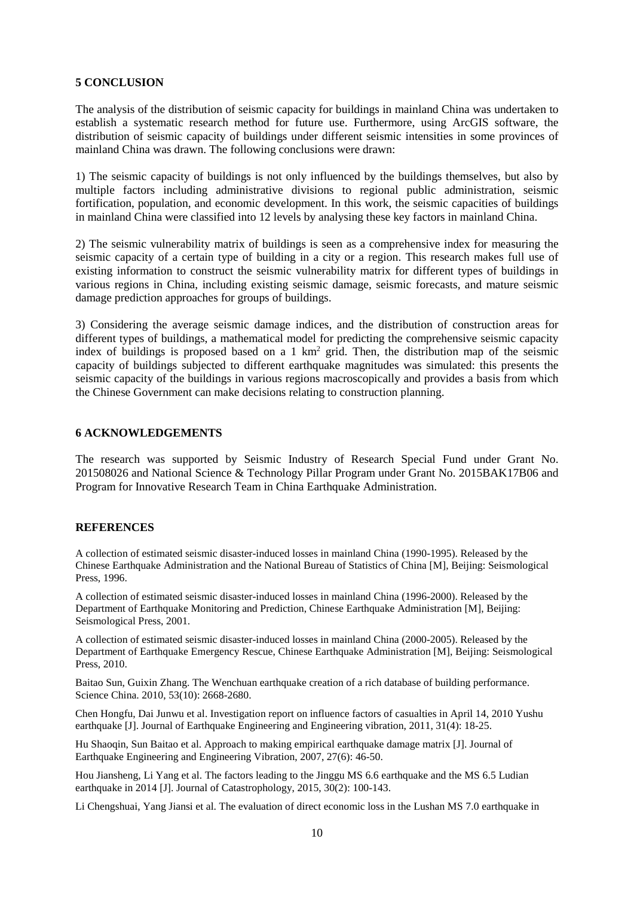## 5 CONCLUSION

The analysis of the distribution of seismic capacity for buildings in mainland China was undertaken to establish a systematic research method for future use. Furthermore, using ArcGIS software, the distribution of seismic capacity of buildings under different seismic intensities in some provinces of mainland China was drawn. The following conclusions were drawn:

1) The seismic capacity of buildings is not only influenced by the buildings themselves, but also by multiple factors including administrative divisions to regional public administration, seismic fortification, population, and economic development. In this work, the seismic capacities of buildings in mainland China were classified into 12 levels by analysing these key factors in mainland China.

2) The seismic vulnerability matrix of buildings is seen as a comprehensive index for measuring the seismic capacity of a certain type of building in a city or a region. This research makes full use of existing information to construct the seismic vulnerability matrix for different types of buildings in various regions in China, including existing seismic damage, seismic forecasts, and mature seismic damage prediction approaches for groups of buildings.

3) Considering the average seismic damage indices, and the distribution of construction areas for different types of buildings, a mathematical model for predicting the comprehensive seismic capacity index of buildings is proposed based on a 1 $km^2$ grid. Then, the distribution map of the seismic capacity of buildings subjected to different earthquake magnitudes was simulated: this presents the seismic capacity of the buildings in various regions macroscopically and provides a basis from which the Chinese Government can make decisions relating to construction planning.

## 6 ACKNOWLEDGEMENTS

The research was supported by Seismic Industry of Research Special Fund under Grant No. 201508026 and National Science & Technology Pillar Program under Grant No. 2015BAK17B06 and Program for Innovative Research Team in China Earthquake Administration.

## REFERENCES

A collection of estimated seismic disaster-induced losses in mainland China (1990-1995). Released by the Chinese Earthquake Administration and the National Bureau of Statistics of China [M], Beijing: Seismological Press, 1996.

A collection of estimated seismic disaster-induced losses in mainland China (1996-2000). Released by the Department of Earthquake Monitoring and Prediction, Chinese Earthquake Administration [M], Beijing: Seismological Press, 2001.

A collection of estimated seismic disaster-induced losses in mainland China (2000-2005). Released by the Department of Earthquake Emergency Rescue, Chinese Earthquake Administration [M], Beijing: Seismological Press, 2010.

Baitao Sun, Guixin Zhang. The Wenchuan earthquake creation of a rich database of building performance. Science China. 2010, 53(10): 2668-2680.

Chen Hongfu, Dai Junwu et al. Investigation report on influence factors of casualties in April 14, 2010 Yushu earthquake [J]. Journal of Earthquake Engineering and Engineering vibration, 2011, 31(4): 18-25.

Hu Shaoqin, Sun Baitao et al. Approach to making empirical earthquake damage matrix [J]. Journal of Earthquake Engineering and Engineering Vibration, 2007, 27(6): 46-50.

Hou Jiansheng, Li Yang et al. The factors leading to the Jinggu MS 6.6 earthquake and the MS 6.5 Ludian earthquake in 2014 [J]. Journal of Catastrophology, 2015, 30(2): 100-143.

Li Chengshuai, Yang Jiansi et al. The evaluation of direct economic loss in the Lushan MS 7.0 earthquake in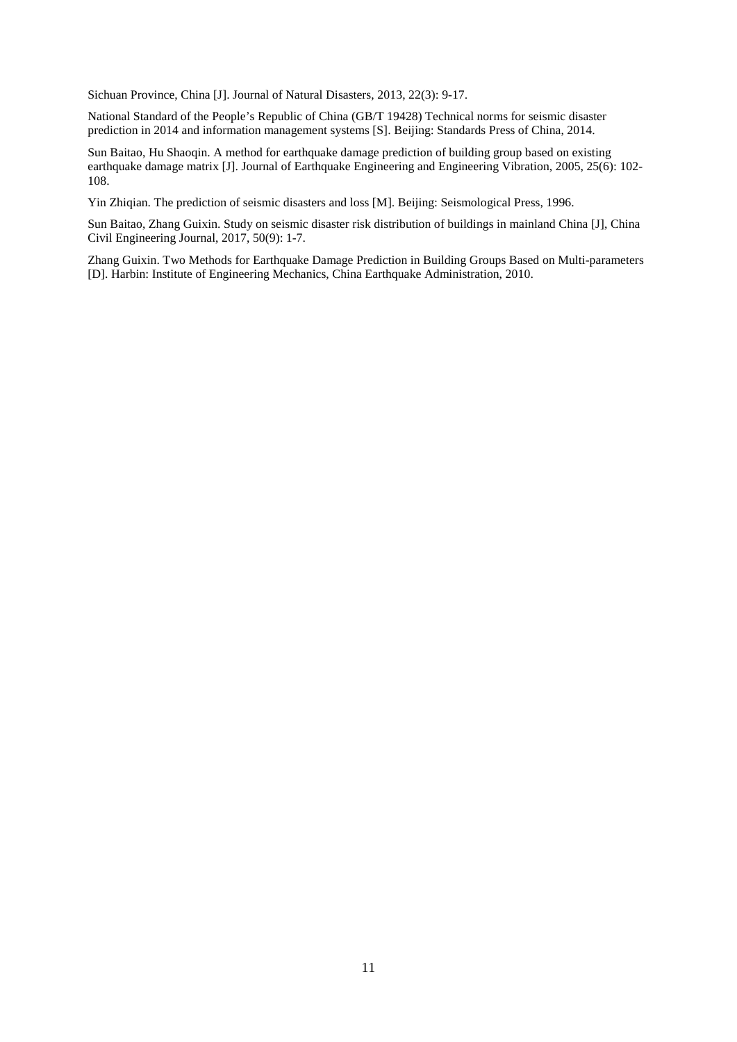Sichuan Province, China [J]. Journal of Natural Disasters, 2013, 22(3): 9-17.

National Standard of the People's Republic of China (GB/T 19428) Technical norms for seismic disaster prediction in 2014 and information management systems [S]. Beijing: Standards Press of China, 2014.

Sun Baitao, Hu Shaoqin. A method for earthquake damage prediction of building group based on existing earthquake damage matrix [J]. Journal of Earthquake Engineering and Engineering Vibration, 2005, 25(6): 102-108.

Yin Zhiqian. The prediction of seismic disasters and loss [M]. Beijing: Seismological Press, 1996.

Sun Baitao, Zhang Guixin. Study on seismic disaster risk distribution of buildings in mainland China [J], China Civil Engineering Journal, 2017, 50(9): 1-7.

Zhang Guixin. Two Methods for Earthquake Damage Prediction in Building Groups Based on Multi-parameters [D]. Harbin: Institute of Engineering Mechanics, China Earthquake Administration, 2010.